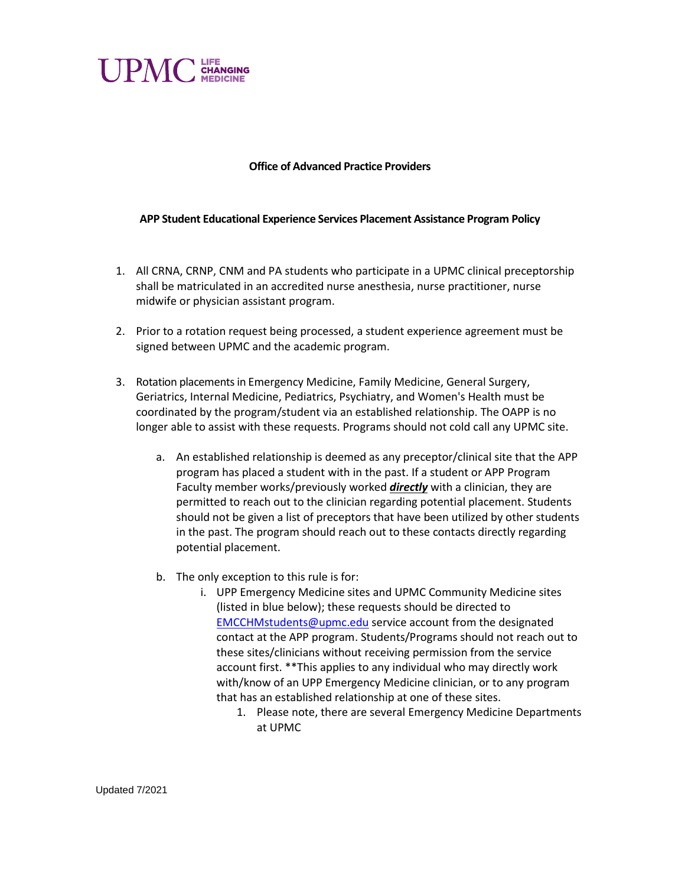UPMC LIFE CHANGING MEDICINE

**Office of Advanced Practice Providers**

**APP Student Educational Experience Services Placement Assistance Program Policy**

1. All CRNA, CRNP, CNM and PA students who participate in a UPMC clinical preceptorship shall be matriculated in an accredited nurse anesthesia, nurse practitioner, nurse midwife or physician assistant program.

2. Prior to a rotation request being processed, a student experience agreement must be signed between UPMC and the academic program.

3. Rotation placements in Emergency Medicine, Family Medicine, General Surgery, Geriatrics, Internal Medicine, Pediatrics, Psychiatry, and Women's Health must be coordinated by the program/student via an established relationship. The OAPP is no longer able to assist with these requests. Programs should not cold call any UPMC site.

    a. An established relationship is deemed as any preceptor/clinical site that the APP program has placed a student with in the past. If a student or APP Program Faculty member works/previously worked ***directly*** with a clinician, they are permitted to reach out to the clinician regarding potential placement. Students should not be given a list of preceptors that have been utilized by other students in the past. The program should reach out to these contacts directly regarding potential placement.

    b. The only exception to this rule is for:

        i. UPP Emergency Medicine sites and UPMC Community Medicine sites (listed in blue below); these requests should be directed to [EMCCHMstudents@upmc.edu](mailto:EMCCHMstudents@upmc.edu) service account from the designated contact at the APP program. Students/Programs should not reach out to these sites/clinicians without receiving permission from the service account first. **This applies to any individual who may directly work with/know of an UPP Emergency Medicine clinician, or to any program that has an established relationship at one of these sites.

            1. Please note, there are several Emergency Medicine Departments at UPMC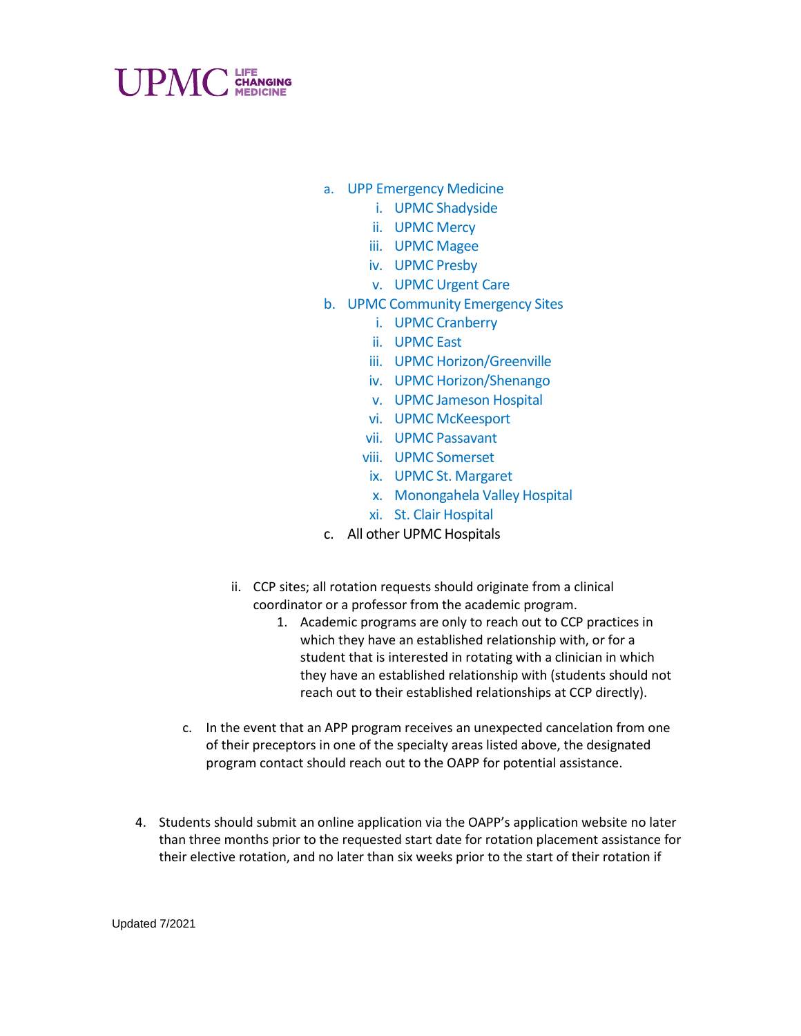a. UPP Emergency Medicine
    i. UPMC Shadyside
    ii. UPMC Mercy
    iii. UPMC Magee
    iv. UPMC Presby
    v. UPMC Urgent Care
b. UPMC Community Emergency Sites
    i. UPMC Cranberry
    ii. UPMC East
    iii. UPMC Horizon/Greenville
    iv. UPMC Horizon/Shenango
    v. UPMC Jameson Hospital
    vi. UPMC McKeesport
    vii. UPMC Passavant
    viii. UPMC Somerset
    ix. UPMC St. Margaret
    x. Monongahela Valley Hospital
    xi. St. Clair Hospital
c. All other UPMC Hospitals

ii. CCP sites; all rotation requests should originate from a clinical coordinator or a professor from the academic program.
    1. Academic programs are only to reach out to CCP practices in which they have an established relationship with, or for a student that is interested in rotating with a clinician in which they have an established relationship with (students should not reach out to their established relationships at CCP directly).

c. In the event that an APP program receives an unexpected cancelation from one of their preceptors in one of the specialty areas listed above, the designated program contact should reach out to the OAPP for potential assistance.

4. Students should submit an online application via the OAPP's application website no later than three months prior to the requested start date for rotation placement assistance for their elective rotation, and no later than six weeks prior to the start of their rotation if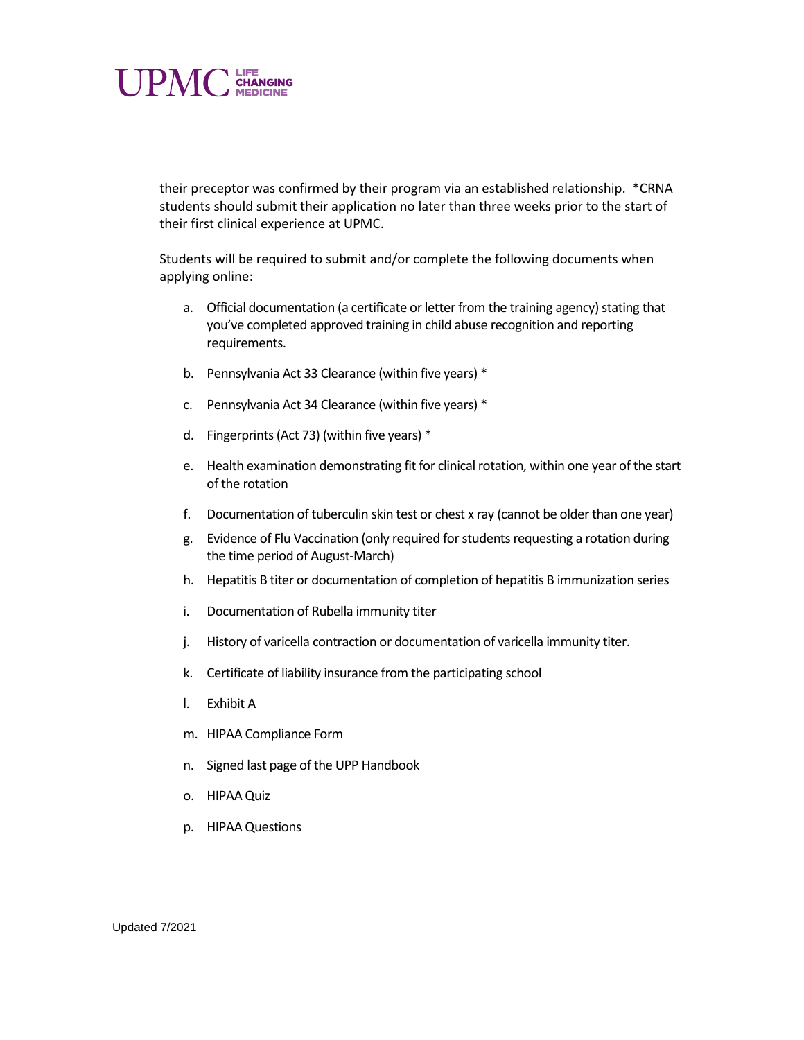their preceptor was confirmed by their program via an established relationship. *CRNA students should submit their application no later than three weeks prior to the start of their first clinical experience at UPMC.

Students will be required to submit and/or complete the following documents when applying online:

a. Official documentation (a certificate or letter from the training agency) stating that you've completed approved training in child abuse recognition and reporting requirements.

b. Pennsylvania Act 33 Clearance (within five years) *

c. Pennsylvania Act 34 Clearance (within five years) *

d. Fingerprints (Act 73) (within five years) *

e. Health examination demonstrating fit for clinical rotation, within one year of the start of the rotation

f. Documentation of tuberculin skin test or chest x ray (cannot be older than one year)

g. Evidence of Flu Vaccination (only required for students requesting a rotation during the time period of August-March)

h. Hepatitis B titer or documentation of completion of hepatitis B immunization series

i. Documentation of Rubella immunity titer

j. History of varicella contraction or documentation of varicella immunity titer.

k. Certificate of liability insurance from the participating school

l. Exhibit A

m. HIPAA Compliance Form

n. Signed last page of the UPP Handbook

o. HIPAA Quiz

p. HIPAA Questions

Updated 7/2021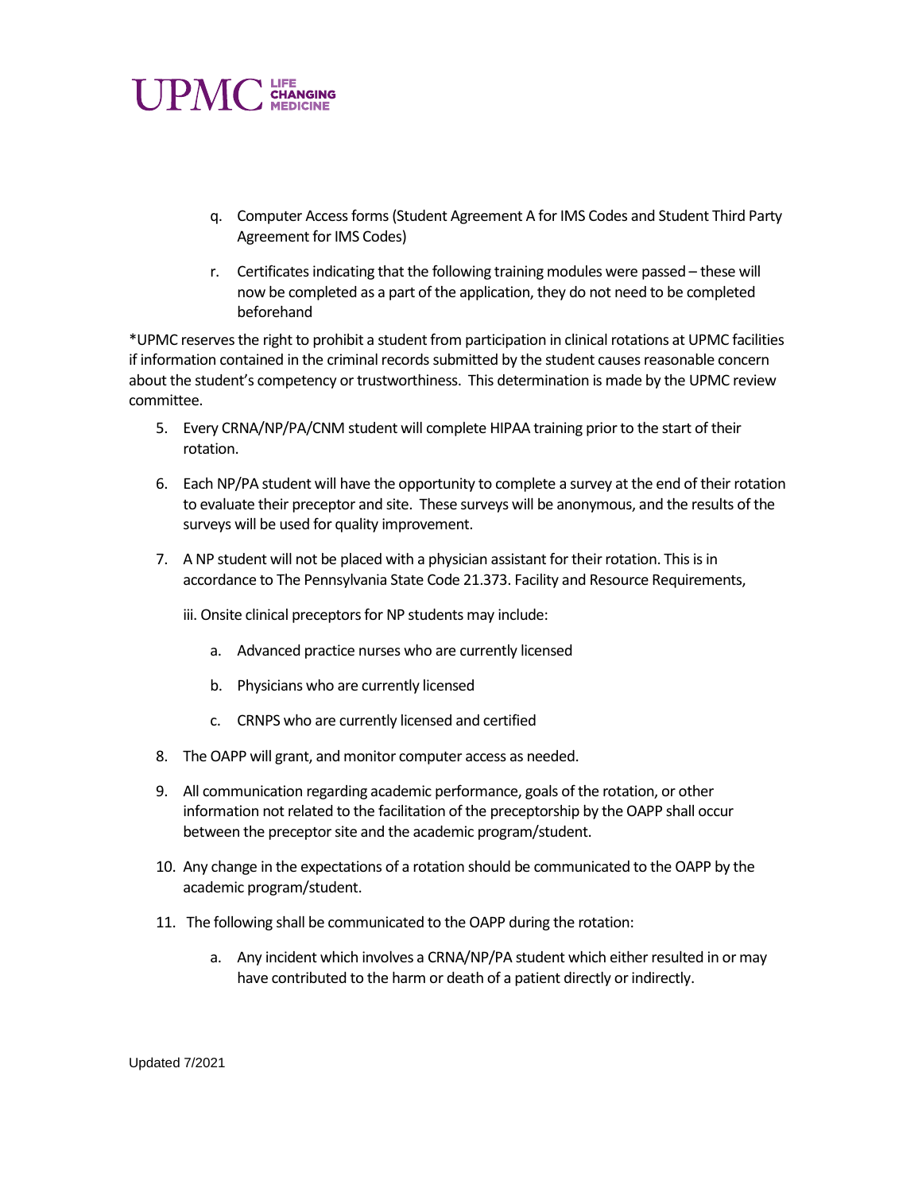q. Computer Access forms (Student Agreement A for IMS Codes and Student Third Party Agreement for IMS Codes)

r. Certificates indicating that the following training modules were passed – these will now be completed as a part of the application, they do not need to be completed beforehand

*UPMC reserves the right to prohibit a student from participation in clinical rotations at UPMC facilities if information contained in the criminal records submitted by the student causes reasonable concern about the student's competency or trustworthiness. This determination is made by the UPMC review committee.

5. Every CRNA/NP/PA/CNM student will complete HIPAA training prior to the start of their rotation.

6. Each NP/PA student will have the opportunity to complete a survey at the end of their rotation to evaluate their preceptor and site. These surveys will be anonymous, and the results of the surveys will be used for quality improvement.

7. A NP student will not be placed with a physician assistant for their rotation. This is in accordance to The Pennsylvania State Code 21.373. Facility and Resource Requirements,

   iii. Onsite clinical preceptors for NP students may include:

   a. Advanced practice nurses who are currently licensed

   b. Physicians who are currently licensed

   c. CRNPS who are currently licensed and certified

8. The OAPP will grant, and monitor computer access as needed.

9. All communication regarding academic performance, goals of the rotation, or other information not related to the facilitation of the preceptorship by the OAPP shall occur between the preceptor site and the academic program/student.

10. Any change in the expectations of a rotation should be communicated to the OAPP by the academic program/student.

11. The following shall be communicated to the OAPP during the rotation:

    a. Any incident which involves a CRNA/NP/PA student which either resulted in or may have contributed to the harm or death of a patient directly or indirectly.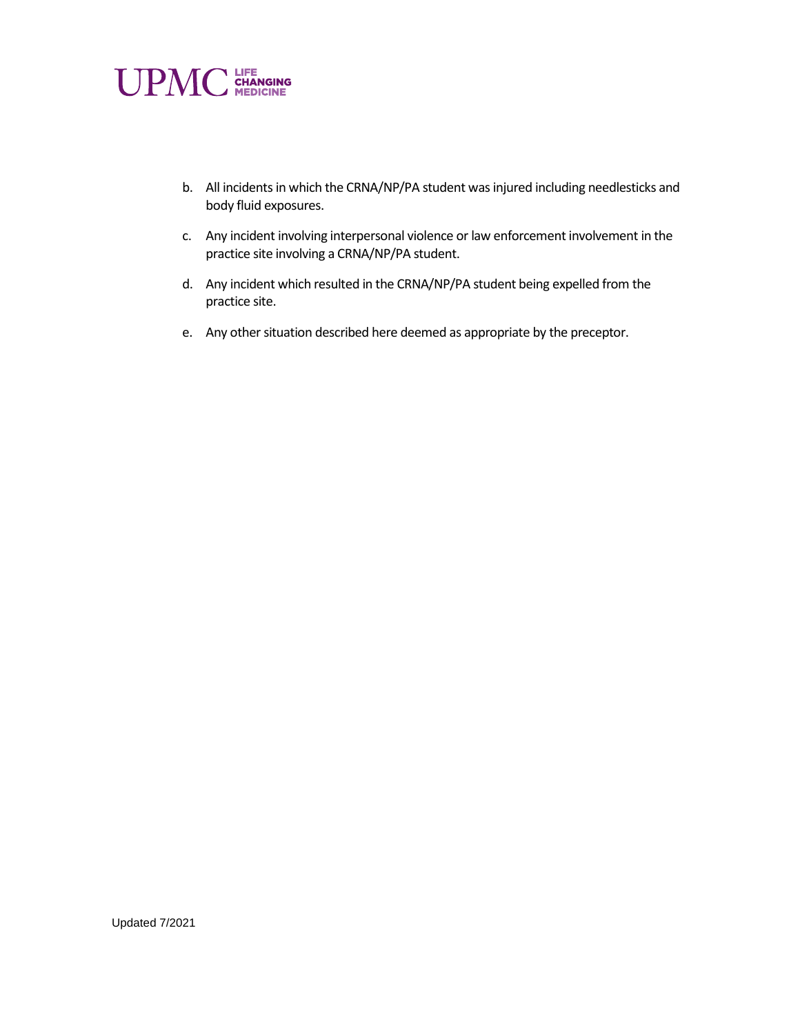b. All incidents in which the CRNA/NP/PA student was injured including needlesticks and body fluid exposures.

c. Any incident involving interpersonal violence or law enforcement involvement in the practice site involving a CRNA/NP/PA student.

d. Any incident which resulted in the CRNA/NP/PA student being expelled from the practice site.

e. Any other situation described here deemed as appropriate by the preceptor.